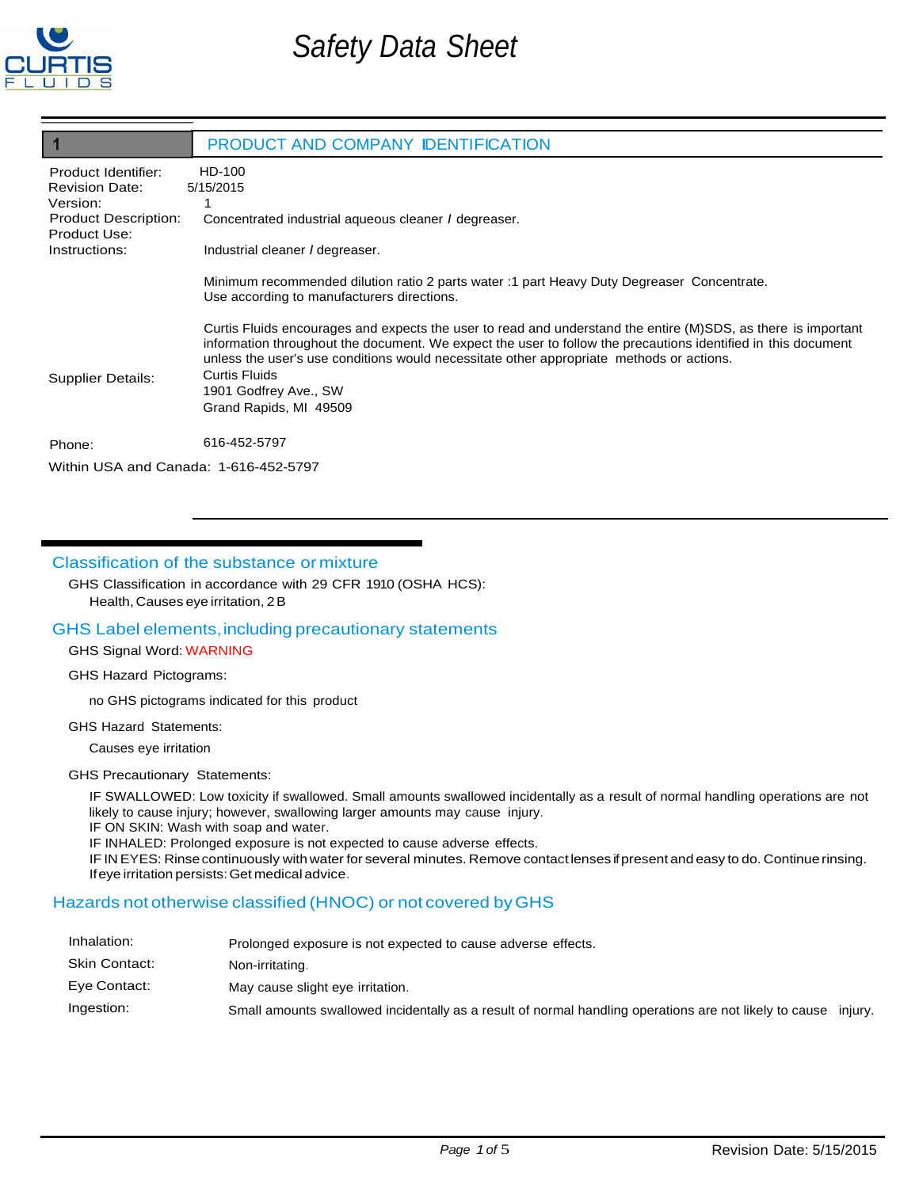# Safety Data Sheet

## 1 PRODUCT AND COMPANY IDENTIFICATION

| | |
|---|---|
| Product Identifier: | HD-100 |
| Revision Date: | 5/15/2015 |
| Version: | 1 |
| Product Description: | Concentrated industrial aqueous cleaner / degreaser. |
| Product Use: | |
| Instructions: | Industrial cleaner / degreaser. |

Minimum recommended dilution ratio 2 parts water :1 part Heavy Duty Degreaser Concentrate.
Use according to manufacturers directions.

Curtis Fluids encourages and expects the user to read and understand the entire (M)SDS, as there is important information throughout the document. We expect the user to follow the precautions identified in this document unless the user's use conditions would necessitate other appropriate methods or actions.

Supplier Details:
Curtis Fluids
1901 Godfrey Ave., SW
Grand Rapids, MI 49509

Phone: 616-452-5797

Within USA and Canada: 1-616-452-5797

## Classification of the substance or mixture

GHS Classification in accordance with 29 CFR 1910 (OSHA HCS):

Health, Causes eye irritation, 2 B

## GHS Label elements, including precautionary statements

GHS Signal Word: WARNING

GHS Hazard Pictograms:

no GHS pictograms indicated for this product

GHS Hazard Statements:

Causes eye irritation

GHS Precautionary Statements:

IF SWALLOWED: Low toxicity if swallowed. Small amounts swallowed incidentally as a result of normal handling operations are not likely to cause injury; however, swallowing larger amounts may cause injury.
IF ON SKIN: Wash with soap and water.
IF INHALED: Prolonged exposure is not expected to cause adverse effects.
IF IN EYES: Rinse continuously with water for several minutes. Remove contact lenses if present and easy to do. Continue rinsing. If eye irritation persists: Get medical advice.

## Hazards not otherwise classified (HNOC) or not covered by GHS

| | |
|---|---|
| Inhalation: | Prolonged exposure is not expected to cause adverse effects. |
| Skin Contact: | Non-irritating. |
| Eye Contact: | May cause slight eye irritation. |
| Ingestion: | Small amounts swallowed incidentally as a result of normal handling operations are not likely to cause injury. |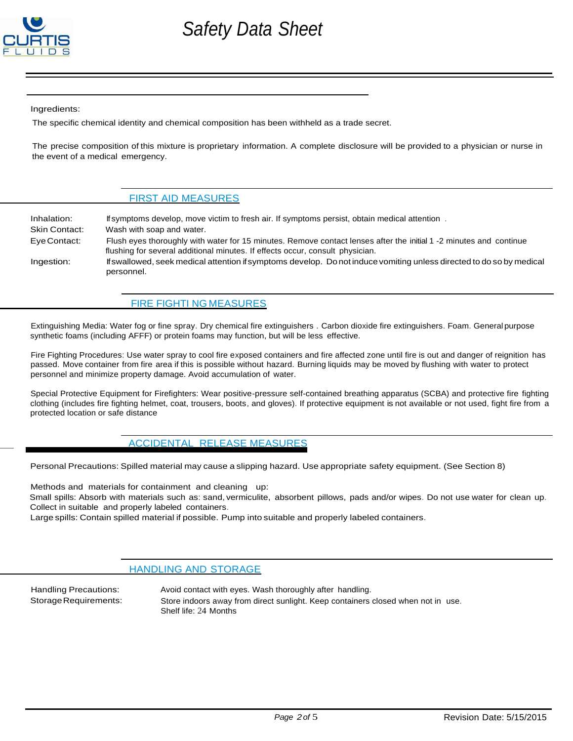Ingredients:

The specific chemical identity and chemical composition has been withheld as a trade secret.

The precise composition of this mixture is proprietary information. A complete disclosure will be provided to a physician or nurse in the event of a medical emergency.

## FIRST AID MEASURES

| | |
|---|---|
| Inhalation: | If symptoms develop, move victim to fresh air. If symptoms persist, obtain medical attention . |
| Skin Contact: | Wash with soap and water. |
| Eye Contact: | Flush eyes thoroughly with water for 15 minutes. Remove contact lenses after the initial 1 -2 minutes and continue flushing for several additional minutes. If effects occur, consult physician. |
| Ingestion: | If swallowed, seek medical attention if symptoms develop. Do not induce vomiting unless directed to do so by medical personnel. |

## FIRE FIGHTING MEASURES

Extinguishing Media: Water fog or fine spray. Dry chemical fire extinguishers . Carbon dioxide fire extinguishers. Foam. General purpose synthetic foams (including AFFF) or protein foams may function, but will be less effective.

Fire Fighting Procedures: Use water spray to cool fire exposed containers and fire affected zone until fire is out and danger of reignition has passed. Move container from fire area if this is possible without hazard. Burning liquids may be moved by flushing with water to protect personnel and minimize property damage. Avoid accumulation of water.

Special Protective Equipment for Firefighters: Wear positive-pressure self-contained breathing apparatus (SCBA) and protective fire fighting clothing (includes fire fighting helmet, coat, trousers, boots, and gloves). If protective equipment is not available or not used, fight fire from a protected location or safe distance

## ACCIDENTAL RELEASE MEASURES

Personal Precautions: Spilled material may cause a slipping hazard. Use appropriate safety equipment. (See Section 8)

Methods and materials for containment and cleaning up:
Small spills: Absorb with materials such as: sand, vermiculite, absorbent pillows, pads and/or wipes. Do not use water for clean up. Collect in suitable and properly labeled containers.
Large spills: Contain spilled material if possible. Pump into suitable and properly labeled containers.

## HANDLING AND STORAGE

| | |
|---|---|
| Handling Precautions: | Avoid contact with eyes. Wash thoroughly after handling. |
| Storage Requirements: | Store indoors away from direct sunlight. Keep containers closed when not in use.<br>Shelf life: 24 Months |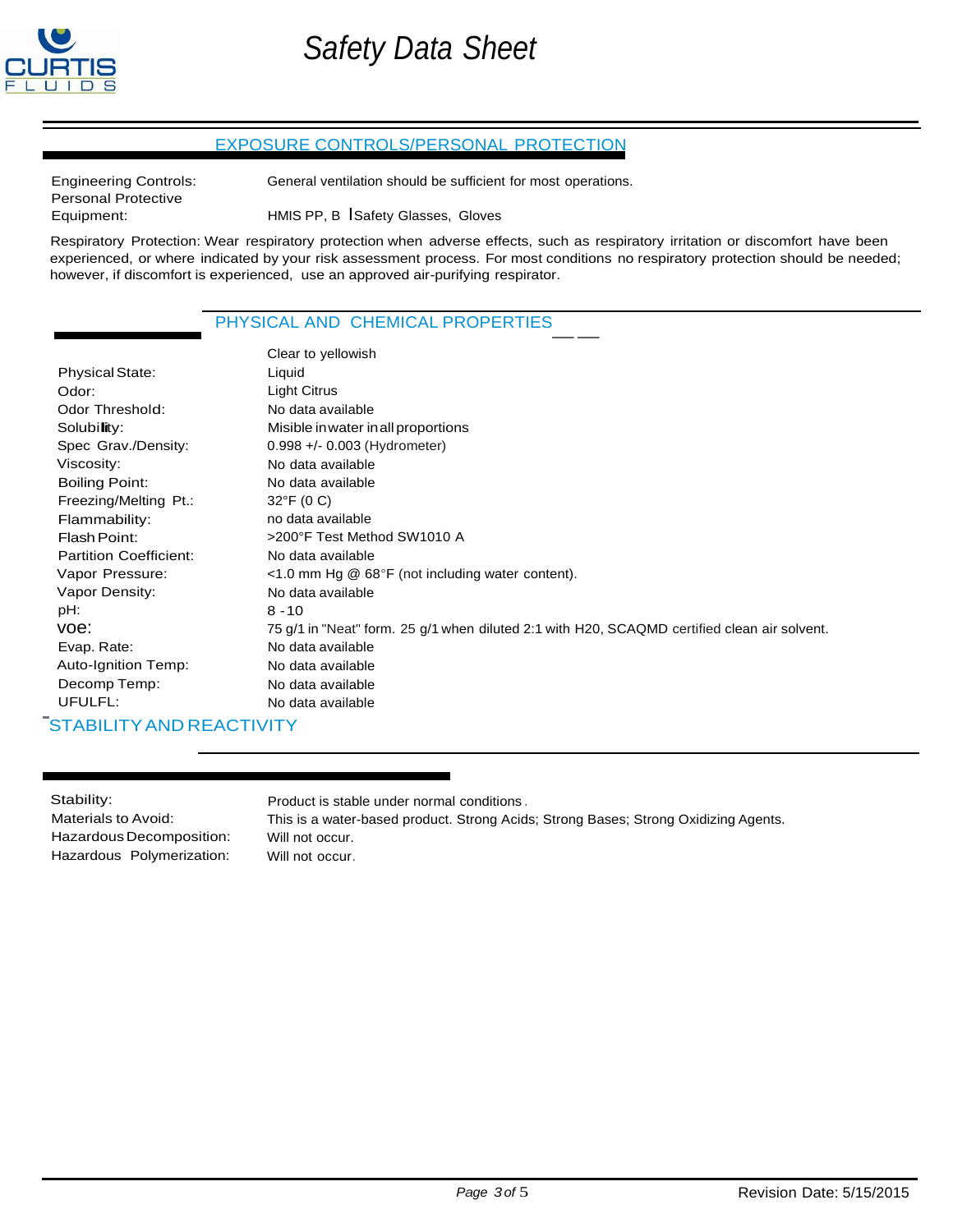## EXPOSURE CONTROLS/PERSONAL PROTECTION

| | |
|---|---|
| Engineering Controls: | General ventilation should be sufficient for most operations. |
| Personal Protective Equipment: | HMIS PP, B lSafety Glasses, Gloves |

Respiratory Protection: Wear respiratory protection when adverse effects, such as respiratory irritation or discomfort have been experienced, or where indicated by your risk assessment process. For most conditions no respiratory protection should be needed; however, if discomfort is experienced, use an approved air-purifying respirator.

## PHYSICAL AND CHEMICAL PROPERTIES

| | |
|---|---|
| | Clear to yellowish |
| Physical State: | Liquid |
| Odor: | Light Citrus |
| Odor Threshold: | No data available |
| Solubility: | Misible in water in all proportions |
| Spec Grav./Density: | 0.998 +/- 0.003 (Hydrometer) |
| Viscosity: | No data available |
| Boiling Point: | No data available |
| Freezing/Melting Pt.: | 32°F (0 C) |
| Flammability: | no data available |
| Flash Point: | >200°F Test Method SW1010 A |
| Partition Coefficient: | No data available |
| Vapor Pressure: | <1.0 mm Hg @ 68°F (not including water content). |
| Vapor Density: | No data available |
| pH: | 8 - 10 |
| voe: | 75 g/1 in "Neat" form. 25 g/1 when diluted 2:1 with H20, SCAQMD certified clean air solvent. |
| Evap. Rate: | No data available |
| Auto-Ignition Temp: | No data available |
| Decomp Temp: | No data available |
| UFULFL: | No data available |

## STABILITY AND REACTIVITY

| | |
|---|---|
| Stability: | Product is stable under normal conditions. |
| Materials to Avoid: | This is a water-based product. Strong Acids; Strong Bases; Strong Oxidizing Agents. |
| Hazardous Decomposition: | Will not occur. |
| Hazardous Polymerization: | Will not occur. |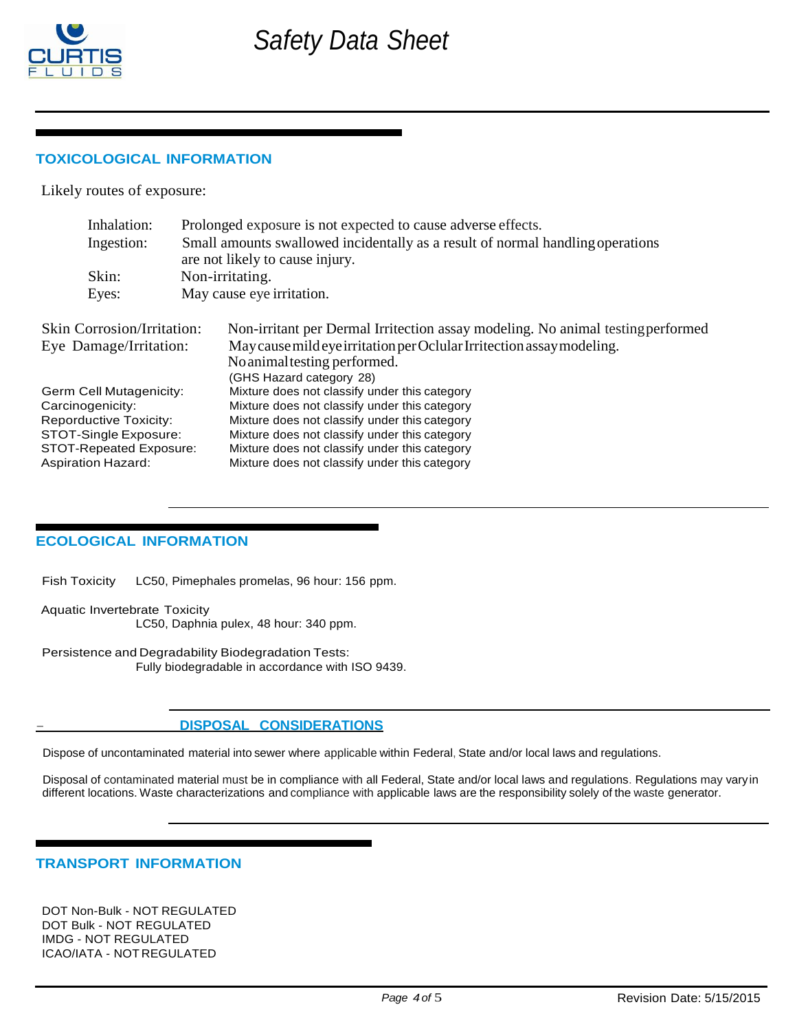## TOXICOLOGICAL INFORMATION

Likely routes of exposure:

| | |
|---|---|
| Inhalation: | Prolonged exposure is not expected to cause adverse effects. |
| Ingestion: | Small amounts swallowed incidentally as a result of normal handling operations are not likely to cause injury. |
| Skin: | Non-irritating. |
| Eyes: | May cause eye irritation. |

| | |
|---|---|
| Skin Corrosion/Irritation: | Non-irritant per Dermal Irritection assay modeling. No animal testing performed |
| Eye Damage/Irritation: | May cause mild eye irritation per Oclular Irritection assay modeling. No animal testing performed. (GHS Hazard category 2B) |
| Germ Cell Mutagenicity: | Mixture does not classify under this category |
| Carcinogenicity: | Mixture does not classify under this category |
| Reporductive Toxicity: | Mixture does not classify under this category |
| STOT-Single Exposure: | Mixture does not classify under this category |
| STOT-Repeated Exposure: | Mixture does not classify under this category |
| Aspiration Hazard: | Mixture does not classify under this category |

## ECOLOGICAL INFORMATION

Fish Toxicity LC50, Pimephales promelas, 96 hour: 156 ppm.

Aquatic Invertebrate Toxicity
LC50, Daphnia pulex, 48 hour: 340 ppm.

Persistence and Degradability Biodegradation Tests:
Fully biodegradable in accordance with ISO 9439.

## DISPOSAL CONSIDERATIONS

Dispose of uncontaminated material into sewer where applicable within Federal, State and/or local laws and regulations.

Disposal of contaminated material must be in compliance with all Federal, State and/or local laws and regulations. Regulations may vary in different locations. Waste characterizations and compliance with applicable laws are the responsibility solely of the waste generator.

## TRANSPORT INFORMATION

DOT Non-Bulk - NOT REGULATED
DOT Bulk - NOT REGULATED
IMDG - NOT REGULATED
ICAO/IATA - NOT REGULATED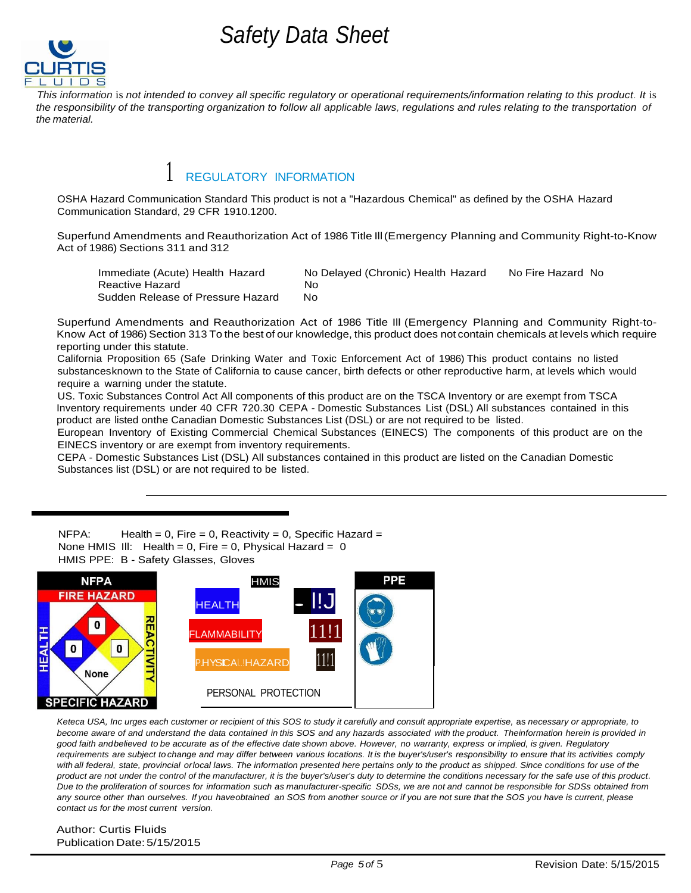# Safety Data Sheet

*This information is not intended to convey all specific regulatory or operational requirements/information relating to this product. It is the responsibility of the transporting organization to follow all applicable laws, regulations and rules relating to the transportation of the material.*

## 1 REGULATORY INFORMATION

OSHA Hazard Communication Standard This product is not a "Hazardous Chemical" as defined by the OSHA Hazard Communication Standard, 29 CFR 1910.1200.

Superfund Amendments and Reauthorization Act of 1986 Title Ill (Emergency Planning and Community Right-to-Know Act of 1986) Sections 311 and 312

Immediate (Acute) Health Hazard No Delayed (Chronic) Health Hazard No Fire Hazard No
Reactive Hazard No
Sudden Release of Pressure Hazard No

Superfund Amendments and Reauthorization Act of 1986 Title Ill (Emergency Planning and Community Right-to-Know Act of 1986) Section 313 To the best of our knowledge, this product does not contain chemicals at levels which require reporting under this statute.

California Proposition 65 (Safe Drinking Water and Toxic Enforcement Act of 1986) This product contains no listed substancesknown to the State of California to cause cancer, birth defects or other reproductive harm, at levels which would require a warning under the statute.

US. Toxic Substances Control Act All components of this product are on the TSCA Inventory or are exempt from TSCA Inventory requirements under 40 CFR 720.30 CEPA - Domestic Substances List (DSL) All substances contained in this product are listed onthe Canadian Domestic Substances List (DSL) or are not required to be listed.

European Inventory of Existing Commercial Chemical Substances (EINECS) The components of this product are on the EINECS inventory or are exempt from inventory requirements.

CEPA - Domestic Substances List (DSL) All substances contained in this product are listed on the Canadian Domestic Substances list (DSL) or are not required to be listed.

NFPA: Health = 0, Fire = 0, Reactivity = 0, Specific Hazard = None HMIS Ill: Health = 0, Fire = 0, Physical Hazard = 0
HMIS PPE: B - Safety Glasses, Gloves

NFPA — FIRE HAZARD: 0, HEALTH: 0, REACTIVITY: 0, SPECIFIC HAZARD: None

HMIS — HEALTH, FLAMMABILITY, PHYSICAL HAZARD, PERSONAL PROTECTION

PPE

*Keteca USA, Inc urges each customer or recipient of this SOS to study it carefully and consult appropriate expertise, as necessary or appropriate, to become aware of and understand the data contained in this SOS and any hazards associated with the product. Theinformation herein is provided in good faith andbelieved to be accurate as of the effective date shown above. However, no warranty, express or implied, is given. Regulatory requirements are subject to change and may differ between various locations. It is the buyer's/user's responsibility to ensure that its activities comply with all federal, state, provincial orlocal laws. The information presented here pertains only to the product as shipped. Since conditions for use of the product are not under the control of the manufacturer, it is the buyer's/user's duty to determine the conditions necessary for the safe use of this product. Due to the proliferation of sources for information such as manufacturer-specific SDSs, we are not and cannot be responsible for SDSs obtained from any source other than ourselves. If you haveobtained an SOS from another source or if you are not sure that the SOS you have is current, please contact us for the most current version.*

Author: Curtis Fluids
Publication Date: 5/15/2015

Revision Date: 5/15/2015